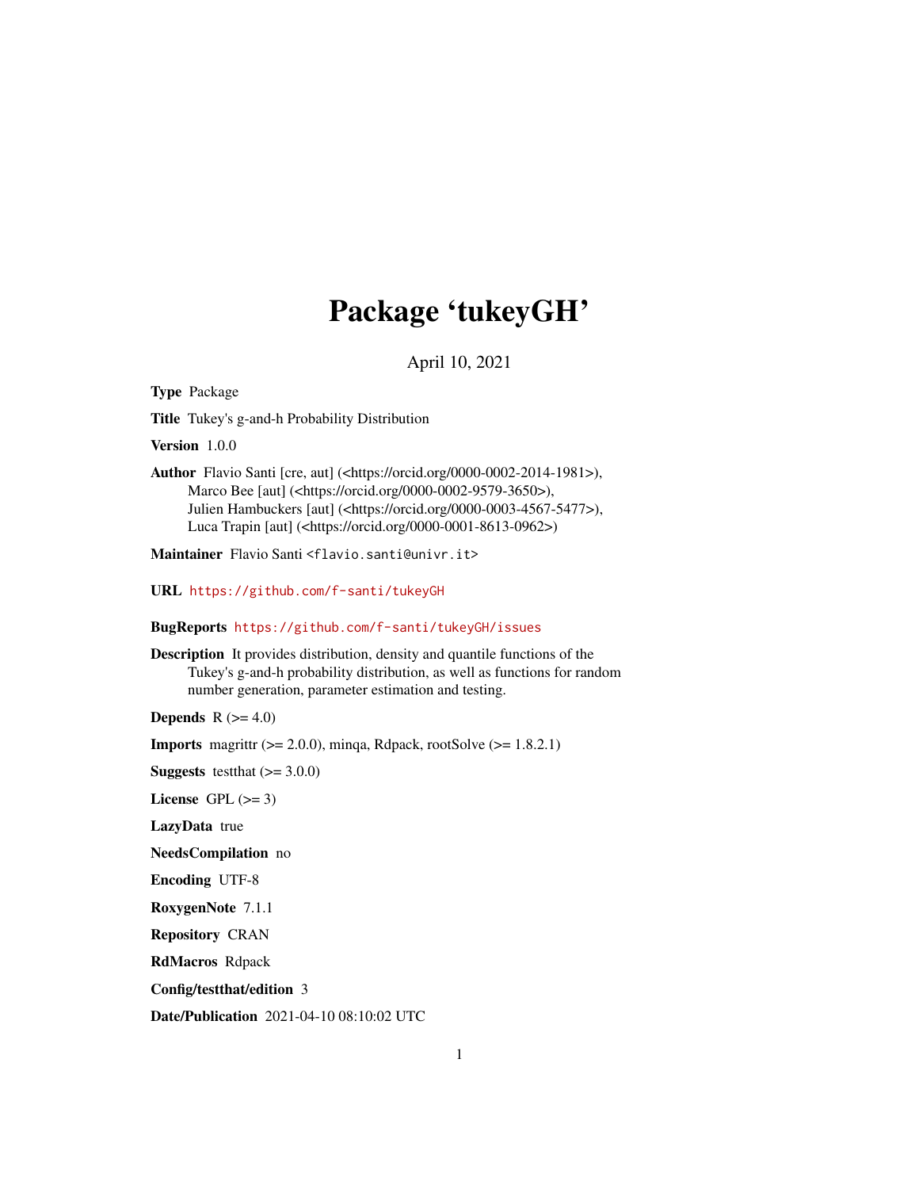# Package 'tukeyGH'

April 10, 2021

**Type** Package

**Title** Tukey's g-and-h Probability Distribution

**Version** 1.0.0

**Author** Flavio Santi [cre, aut] (<https://orcid.org/0000-0002-2014-1981>),
Marco Bee [aut] (<https://orcid.org/0000-0002-9579-3650>),
Julien Hambuckers [aut] (<https://orcid.org/0000-0003-4567-5477>),
Luca Trapin [aut] (<https://orcid.org/0000-0001-8613-0962>)

**Maintainer** Flavio Santi <flavio.santi@univr.it>

**URL** https://github.com/f-santi/tukeyGH

**BugReports** https://github.com/f-santi/tukeyGH/issues

**Description** It provides distribution, density and quantile functions of the Tukey's g-and-h probability distribution, as well as functions for random number generation, parameter estimation and testing.

**Depends** R (>= 4.0)

**Imports** magrittr (>= 2.0.0), minqa, Rdpack, rootSolve (>= 1.8.2.1)

**Suggests** testthat (>= 3.0.0)

**License** GPL (>= 3)

**LazyData** true

**NeedsCompilation** no

**Encoding** UTF-8

**RoxygenNote** 7.1.1

**Repository** CRAN

**RdMacros** Rdpack

**Config/testthat/edition** 3

**Date/Publication** 2021-04-10 08:10:02 UTC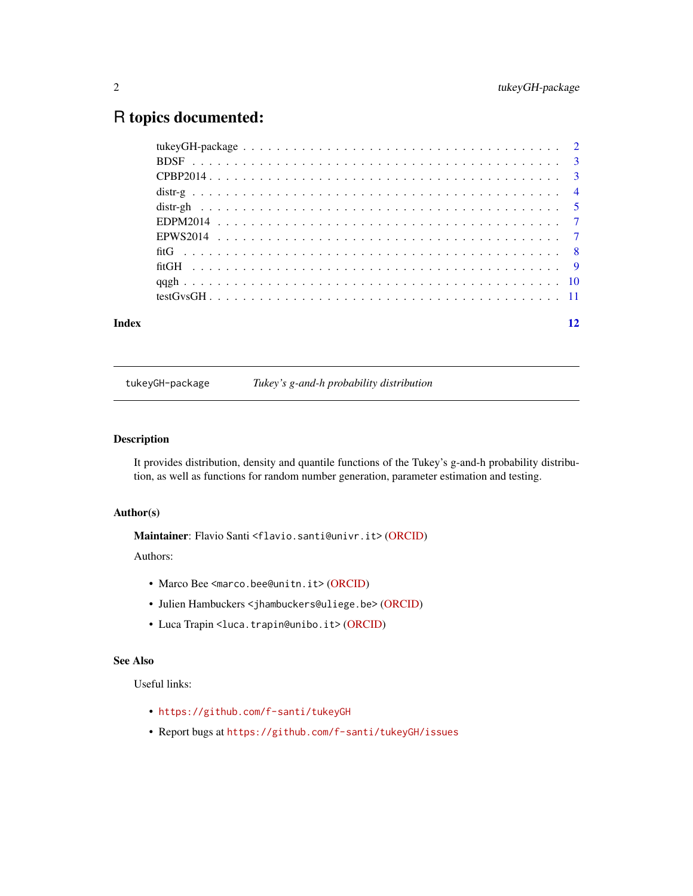# R topics documented:

| | |
|---|---|
| tukeyGH-package | 2 |
| BDSF | 3 |
| CPBP2014 | 3 |
| distr-g | 4 |
| distr-gh | 5 |
| EDPM2014 | 7 |
| EPWS2014 | 7 |
| fitG | 8 |
| fitGH | 9 |
| qqgh | 10 |
| testGvsGH | 11 |

**Index** 12

---

`tukeyGH-package` *Tukey's g-and-h probability distribution*

---

## Description

It provides distribution, density and quantile functions of the Tukey's g-and-h probability distribution, as well as functions for random number generation, parameter estimation and testing.

## Author(s)

**Maintainer**: Flavio Santi <flavio.santi@univr.it> (ORCID)

Authors:

- Marco Bee <marco.bee@unitn.it> (ORCID)
- Julien Hambuckers <jhambuckers@uliege.be> (ORCID)
- Luca Trapin <luca.trapin@unibo.it> (ORCID)

## See Also

Useful links:

- https://github.com/f-santi/tukeyGH
- Report bugs at https://github.com/f-santi/tukeyGH/issues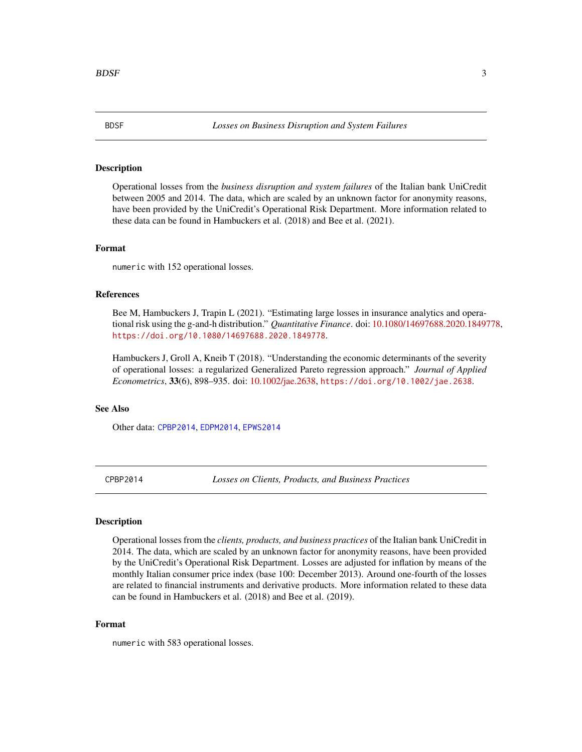## BDSF — *Losses on Business Disruption and System Failures*

### Description

Operational losses from the *business disruption and system failures* of the Italian bank UniCredit between 2005 and 2014. The data, which are scaled by an unknown factor for anonymity reasons, have been provided by the UniCredit's Operational Risk Department. More information related to these data can be found in Hambuckers et al. (2018) and Bee et al. (2021).

### Format

`numeric` with 152 operational losses.

### References

Bee M, Hambuckers J, Trapin L (2021). "Estimating large losses in insurance analytics and operational risk using the g-and-h distribution." *Quantitative Finance*. doi: 10.1080/14697688.2020.1849778, `https://doi.org/10.1080/14697688.2020.1849778`.

Hambuckers J, Groll A, Kneib T (2018). "Understanding the economic determinants of the severity of operational losses: a regularized Generalized Pareto regression approach." *Journal of Applied Econometrics*, **33**(6), 898–935. doi: 10.1002/jae.2638, `https://doi.org/10.1002/jae.2638`.

### See Also

Other data: `CPBP2014`, `EDPM2014`, `EPWS2014`

## CPBP2014 — *Losses on Clients, Products, and Business Practices*

### Description

Operational losses from the *clients, products, and business practices* of the Italian bank UniCredit in 2014. The data, which are scaled by an unknown factor for anonymity reasons, have been provided by the UniCredit's Operational Risk Department. Losses are adjusted for inflation by means of the monthly Italian consumer price index (base 100: December 2013). Around one-fourth of the losses are related to financial instruments and derivative products. More information related to these data can be found in Hambuckers et al. (2018) and Bee et al. (2019).

### Format

`numeric` with 583 operational losses.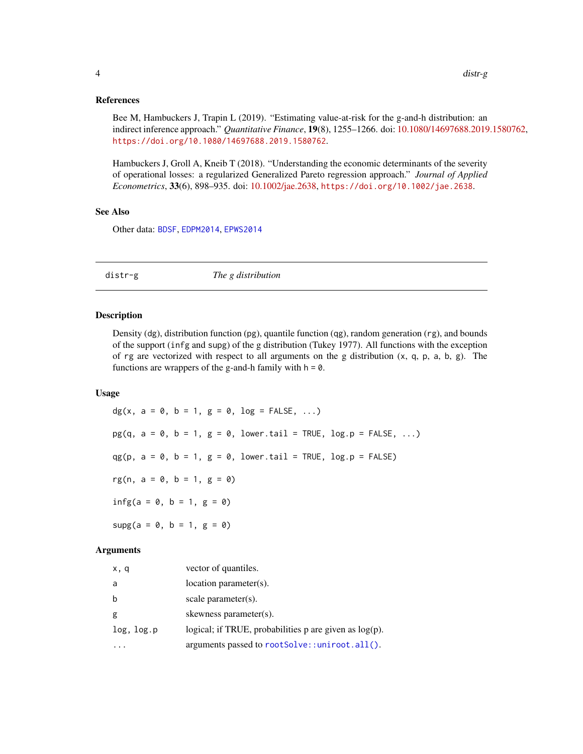## References

Bee M, Hambuckers J, Trapin L (2019). "Estimating value-at-risk for the g-and-h distribution: an indirect inference approach." *Quantitative Finance*, **19**(8), 1255–1266. doi: 10.1080/14697688.2019.1580762, https://doi.org/10.1080/14697688.2019.1580762.

Hambuckers J, Groll A, Kneib T (2018). "Understanding the economic determinants of the severity of operational losses: a regularized Generalized Pareto regression approach." *Journal of Applied Econometrics*, **33**(6), 898–935. doi: 10.1002/jae.2638, https://doi.org/10.1002/jae.2638.

## See Also

Other data: `BDSF`, `EDPM2014`, `EPWS2014`

---

# distr-g — *The g distribution*

## Description

Density (`dg`), distribution function (`pg`), quantile function (`qg`), random generation (`rg`), and bounds of the support (`infg` and `supg`) of the g distribution (Tukey 1977). All functions with the exception of `rg` are vectorized with respect to all arguments on the g distribution (`x`, `q`, `p`, `a`, `b`, `g`). The functions are wrappers of the g-and-h family with `h = 0`.

## Usage

```
dg(x, a = 0, b = 1, g = 0, log = FALSE, ...)

pg(q, a = 0, b = 1, g = 0, lower.tail = TRUE, log.p = FALSE, ...)

qg(p, a = 0, b = 1, g = 0, lower.tail = TRUE, log.p = FALSE)

rg(n, a = 0, b = 1, g = 0)

infg(a = 0, b = 1, g = 0)

supg(a = 0, b = 1, g = 0)
```

## Arguments

| | |
|---|---|
| `x, q` | vector of quantiles. |
| `a` | location parameter(s). |
| `b` | scale parameter(s). |
| `g` | skewness parameter(s). |
| `log, log.p` | logical; if TRUE, probabilities p are given as log(p). |
| `...` | arguments passed to `rootSolve::uniroot.all()`. |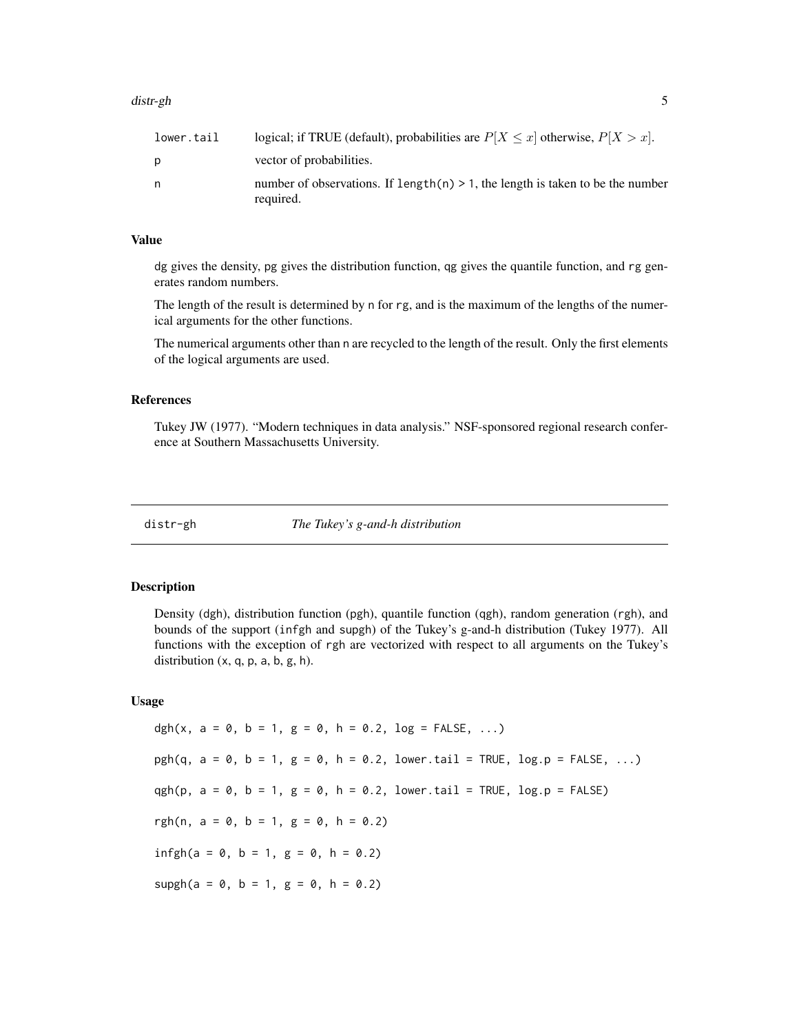| | |
|---|---|
| lower.tail | logical; if TRUE (default), probabilities are $P[X \le x]$ otherwise, $P[X > x]$. |
| p | vector of probabilities. |
| n | number of observations. If length(n) > 1, the length is taken to be the number required. |

### Value

dg gives the density, pg gives the distribution function, qg gives the quantile function, and rg generates random numbers.

The length of the result is determined by n for rg, and is the maximum of the lengths of the numerical arguments for the other functions.

The numerical arguments other than n are recycled to the length of the result. Only the first elements of the logical arguments are used.

### References

Tukey JW (1977). "Modern techniques in data analysis." NSF-sponsored regional research conference at Southern Massachusetts University.

---

## distr-gh — *The Tukey's g-and-h distribution*

---

### Description

Density (dgh), distribution function (pgh), quantile function (qgh), random generation (rgh), and bounds of the support (infgh and supgh) of the Tukey's g-and-h distribution (Tukey 1977). All functions with the exception of rgh are vectorized with respect to all arguments on the Tukey's distribution (x, q, p, a, b, g, h).

### Usage

```
dgh(x, a = 0, b = 1, g = 0, h = 0.2, log = FALSE, ...)

pgh(q, a = 0, b = 1, g = 0, h = 0.2, lower.tail = TRUE, log.p = FALSE, ...)

qgh(p, a = 0, b = 1, g = 0, h = 0.2, lower.tail = TRUE, log.p = FALSE)

rgh(n, a = 0, b = 1, g = 0, h = 0.2)

infgh(a = 0, b = 1, g = 0, h = 0.2)

supgh(a = 0, b = 1, g = 0, h = 0.2)
```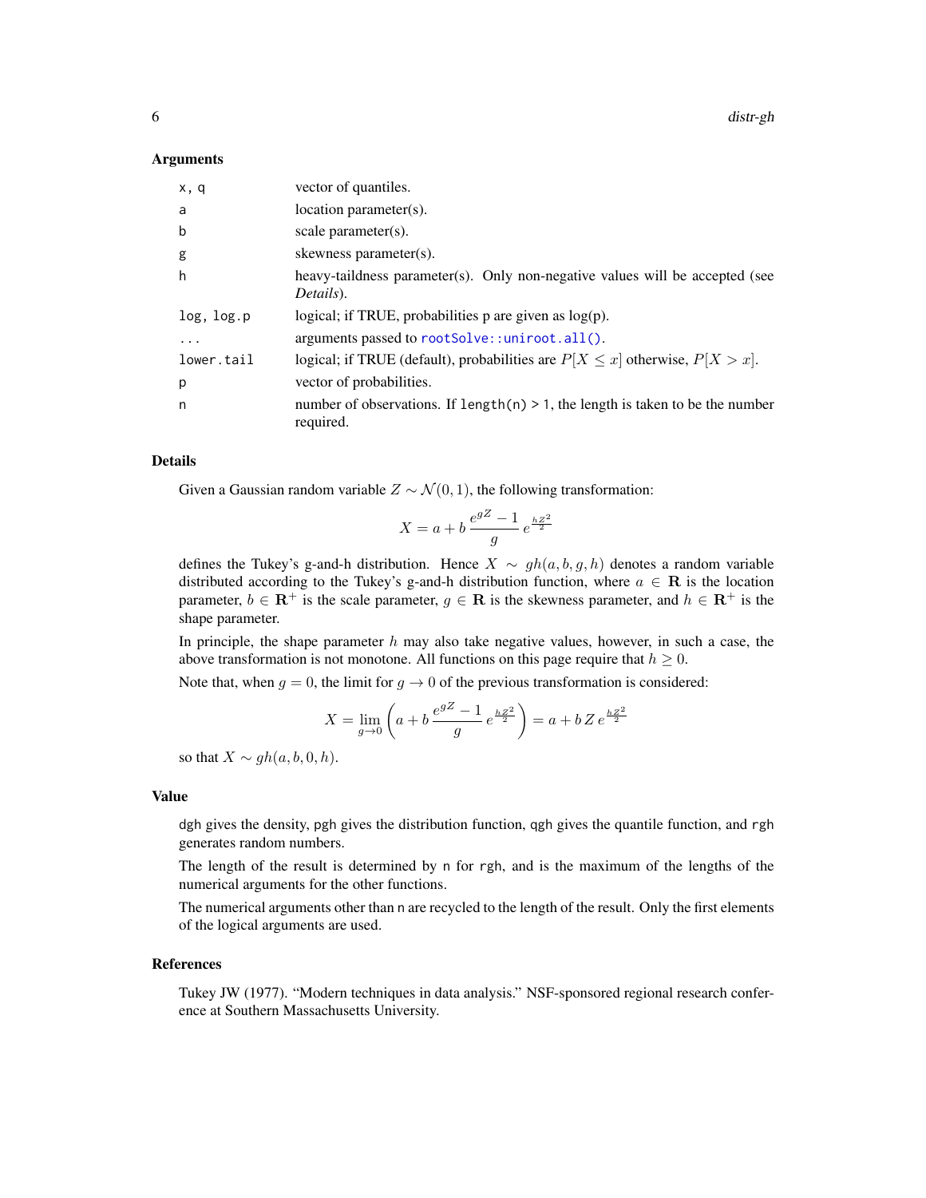## Arguments

| | |
|---|---|
| x, q | vector of quantiles. |
| a | location parameter(s). |
| b | scale parameter(s). |
| g | skewness parameter(s). |
| h | heavy-taildness parameter(s). Only non-negative values will be accepted (see *Details*). |
| log, log.p | logical; if TRUE, probabilities p are given as log(p). |
| ... | arguments passed to `rootSolve::uniroot.all()`. |
| lower.tail | logical; if TRUE (default), probabilities are $P[X \leq x]$ otherwise, $P[X > x]$. |
| p | vector of probabilities. |
| n | number of observations. If `length(n) > 1`, the length is taken to be the number required. |

## Details

Given a Gaussian random variable $Z \sim \mathcal{N}(0, 1)$, the following transformation:

$$X = a + b\,\frac{e^{gZ} - 1}{g}\,e^{\frac{hZ^2}{2}}$$

defines the Tukey's g-and-h distribution. Hence $X \sim gh(a, b, g, h)$ denotes a random variable distributed according to the Tukey's g-and-h distribution function, where $a \in \mathbf{R}$ is the location parameter, $b \in \mathbf{R}^+$ is the scale parameter, $g \in \mathbf{R}$ is the skewness parameter, and $h \in \mathbf{R}^+$ is the shape parameter.

In principle, the shape parameter $h$ may also take negative values, however, in such a case, the above transformation is not monotone. All functions on this page require that $h \geq 0$.

Note that, when $g = 0$, the limit for $g \to 0$ of the previous transformation is considered:

$$X = \lim_{g \to 0} \left( a + b\,\frac{e^{gZ} - 1}{g}\,e^{\frac{hZ^2}{2}} \right) = a + b\,Z\,e^{\frac{hZ^2}{2}}$$

so that $X \sim gh(a, b, 0, h)$.

## Value

`dgh` gives the density, `pgh` gives the distribution function, `qgh` gives the quantile function, and `rgh` generates random numbers.

The length of the result is determined by `n` for `rgh`, and is the maximum of the lengths of the numerical arguments for the other functions.

The numerical arguments other than `n` are recycled to the length of the result. Only the first elements of the logical arguments are used.

## References

Tukey JW (1977). "Modern techniques in data analysis." NSF-sponsored regional research conference at Southern Massachusetts University.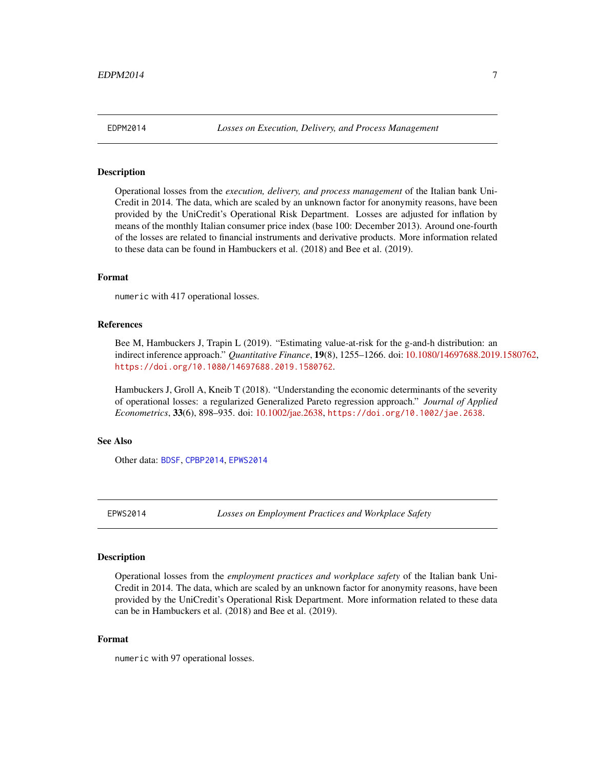## EDPM2014 *Losses on Execution, Delivery, and Process Management*

### Description

Operational losses from the *execution, delivery, and process management* of the Italian bank UniCredit in 2014. The data, which are scaled by an unknown factor for anonymity reasons, have been provided by the UniCredit's Operational Risk Department. Losses are adjusted for inflation by means of the monthly Italian consumer price index (base 100: December 2013). Around one-fourth of the losses are related to financial instruments and derivative products. More information related to these data can be found in Hambuckers et al. (2018) and Bee et al. (2019).

### Format

`numeric` with 417 operational losses.

### References

Bee M, Hambuckers J, Trapin L (2019). "Estimating value-at-risk for the g-and-h distribution: an indirect inference approach." *Quantitative Finance*, **19**(8), 1255–1266. doi: 10.1080/14697688.2019.1580762, `https://doi.org/10.1080/14697688.2019.1580762`.

Hambuckers J, Groll A, Kneib T (2018). "Understanding the economic determinants of the severity of operational losses: a regularized Generalized Pareto regression approach." *Journal of Applied Econometrics*, **33**(6), 898–935. doi: 10.1002/jae.2638, `https://doi.org/10.1002/jae.2638`.

### See Also

Other data: `BDSF`, `CPBP2014`, `EPWS2014`

## EPWS2014 *Losses on Employment Practices and Workplace Safety*

### Description

Operational losses from the *employment practices and workplace safety* of the Italian bank UniCredit in 2014. The data, which are scaled by an unknown factor for anonymity reasons, have been provided by the UniCredit's Operational Risk Department. More information related to these data can be in Hambuckers et al. (2018) and Bee et al. (2019).

### Format

`numeric` with 97 operational losses.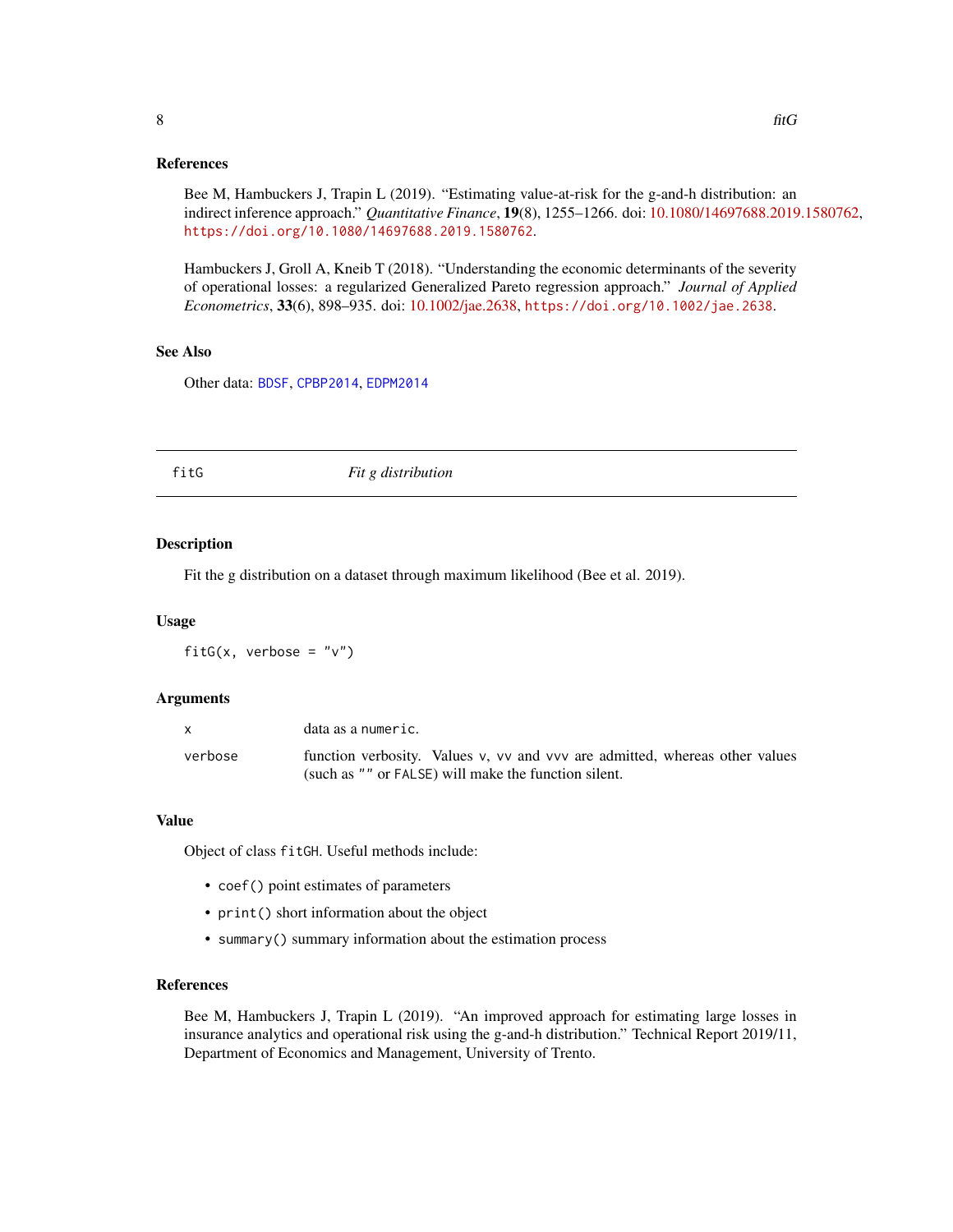### References

Bee M, Hambuckers J, Trapin L (2019). "Estimating value-at-risk for the g-and-h distribution: an indirect inference approach." *Quantitative Finance*, **19**(8), 1255–1266. doi: 10.1080/14697688.2019.1580762, `https://doi.org/10.1080/14697688.2019.1580762`.

Hambuckers J, Groll A, Kneib T (2018). "Understanding the economic determinants of the severity of operational losses: a regularized Generalized Pareto regression approach." *Journal of Applied Econometrics*, **33**(6), 898–935. doi: 10.1002/jae.2638, `https://doi.org/10.1002/jae.2638`.

### See Also

Other data: `BDSF`, `CPBP2014`, `EDPM2014`

---

## fitG — *Fit g distribution*

---

### Description

Fit the g distribution on a dataset through maximum likelihood (Bee et al. 2019).

### Usage

```
fitG(x, verbose = "v")
```

### Arguments

| | |
|---|---|
| `x` | data as a `numeric`. |
| `verbose` | function verbosity. Values `v`, `vv` and `vvv` are admitted, whereas other values (such as `""` or `FALSE`) will make the function silent. |

### Value

Object of class `fitGH`. Useful methods include:

- `coef()` point estimates of parameters
- `print()` short information about the object
- `summary()` summary information about the estimation process

### References

Bee M, Hambuckers J, Trapin L (2019). "An improved approach for estimating large losses in insurance analytics and operational risk using the g-and-h distribution." Technical Report 2019/11, Department of Economics and Management, University of Trento.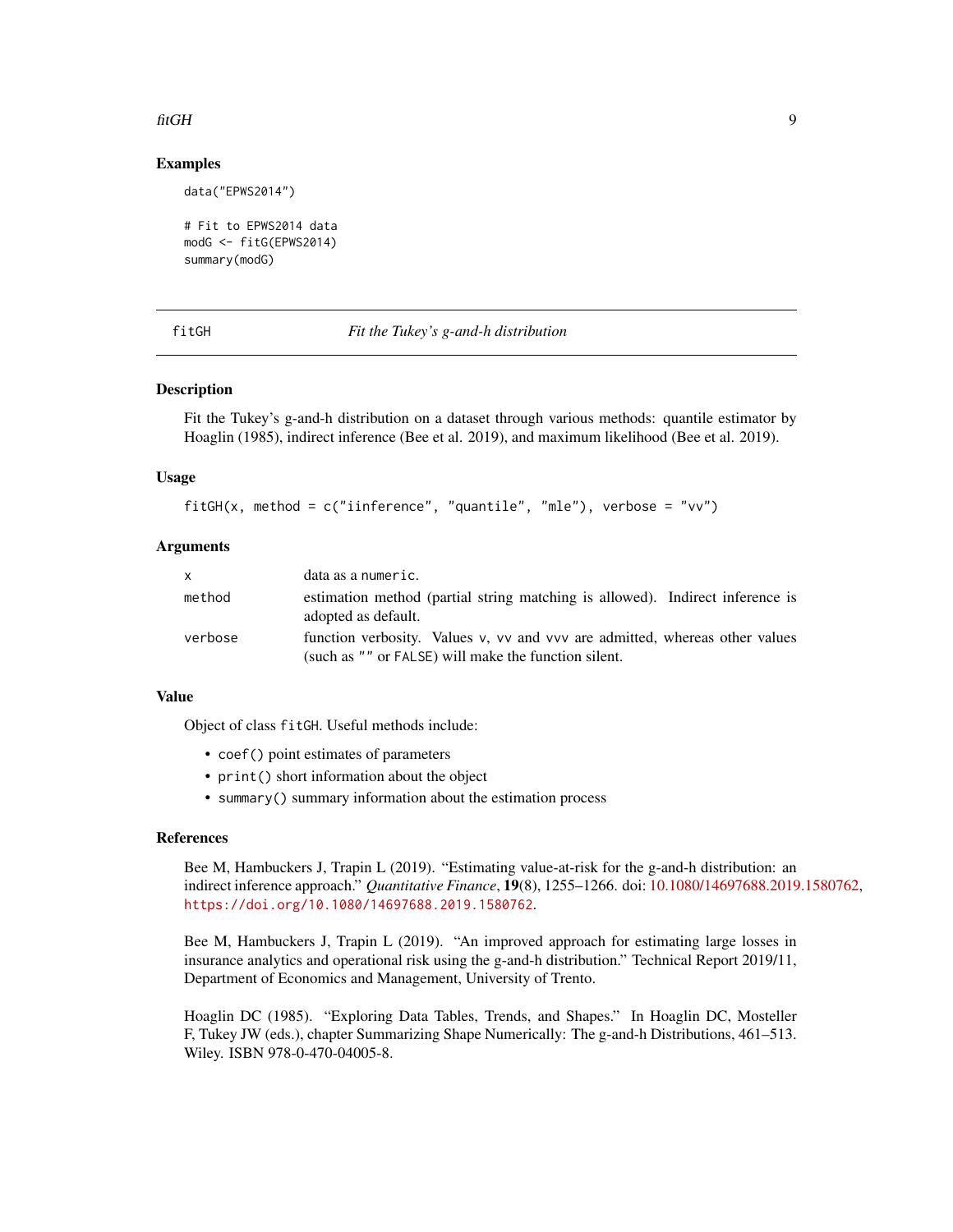### Examples

```
data("EPWS2014")

# Fit to EPWS2014 data
modG <- fitG(EPWS2014)
summary(modG)
```

---

## fitGH — *Fit the Tukey's g-and-h distribution*

### Description

Fit the Tukey's g-and-h distribution on a dataset through various methods: quantile estimator by Hoaglin (1985), indirect inference (Bee et al. 2019), and maximum likelihood (Bee et al. 2019).

### Usage

```
fitGH(x, method = c("iinference", "quantile", "mle"), verbose = "vv")
```

### Arguments

| | |
|---|---|
| `x` | data as a `numeric`. |
| `method` | estimation method (partial string matching is allowed). Indirect inference is adopted as default. |
| `verbose` | function verbosity. Values `v`, `vv` and `vvv` are admitted, whereas other values (such as `""` or `FALSE`) will make the function silent. |

### Value

Object of class `fitGH`. Useful methods include:

- `coef()` point estimates of parameters
- `print()` short information about the object
- `summary()` summary information about the estimation process

### References

Bee M, Hambuckers J, Trapin L (2019). "Estimating value-at-risk for the g-and-h distribution: an indirect inference approach." *Quantitative Finance*, **19**(8), 1255–1266. doi: 10.1080/14697688.2019.1580762, `https://doi.org/10.1080/14697688.2019.1580762`.

Bee M, Hambuckers J, Trapin L (2019). "An improved approach for estimating large losses in insurance analytics and operational risk using the g-and-h distribution." Technical Report 2019/11, Department of Economics and Management, University of Trento.

Hoaglin DC (1985). "Exploring Data Tables, Trends, and Shapes." In Hoaglin DC, Mosteller F, Tukey JW (eds.), chapter Summarizing Shape Numerically: The g-and-h Distributions, 461–513. Wiley. ISBN 978-0-470-04005-8.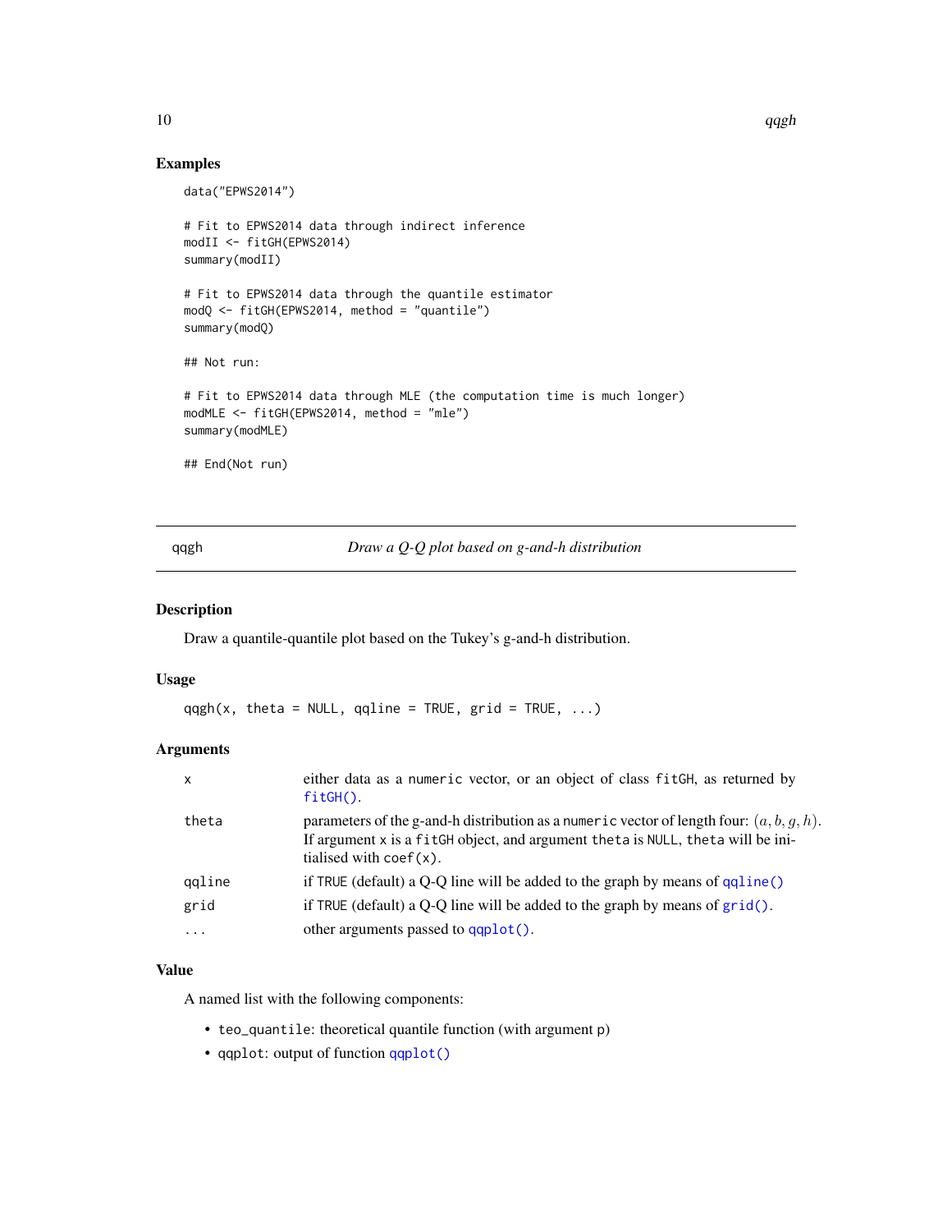## Examples

```
data("EPWS2014")

# Fit to EPWS2014 data through indirect inference
modII <- fitGH(EPWS2014)
summary(modII)

# Fit to EPWS2014 data through the quantile estimator
modQ <- fitGH(EPWS2014, method = "quantile")
summary(modQ)

## Not run:

# Fit to EPWS2014 data through MLE (the computation time is much longer)
modMLE <- fitGH(EPWS2014, method = "mle")
summary(modMLE)

## End(Not run)
```

---

qqgh *Draw a Q-Q plot based on g-and-h distribution*

---

## Description

Draw a quantile-quantile plot based on the Tukey's g-and-h distribution.

## Usage

```
qqgh(x, theta = NULL, qqline = TRUE, grid = TRUE, ...)
```

## Arguments

| | |
|---|---|
| x | either data as a `numeric` vector, or an object of class `fitGH`, as returned by `fitGH()`. |
| theta | parameters of the g-and-h distribution as a `numeric` vector of length four: $(a, b, g, h)$. If argument `x` is a `fitGH` object, and argument `theta` is `NULL`, `theta` will be initialised with `coef(x)`. |
| qqline | if `TRUE` (default) a Q-Q line will be added to the graph by means of `qqline()` |
| grid | if `TRUE` (default) a Q-Q line will be added to the graph by means of `grid()`. |
| ... | other arguments passed to `qqplot()`. |

## Value

A named list with the following components:

- `teo_quantile`: theoretical quantile function (with argument `p`)
- `qqplot`: output of function `qqplot()`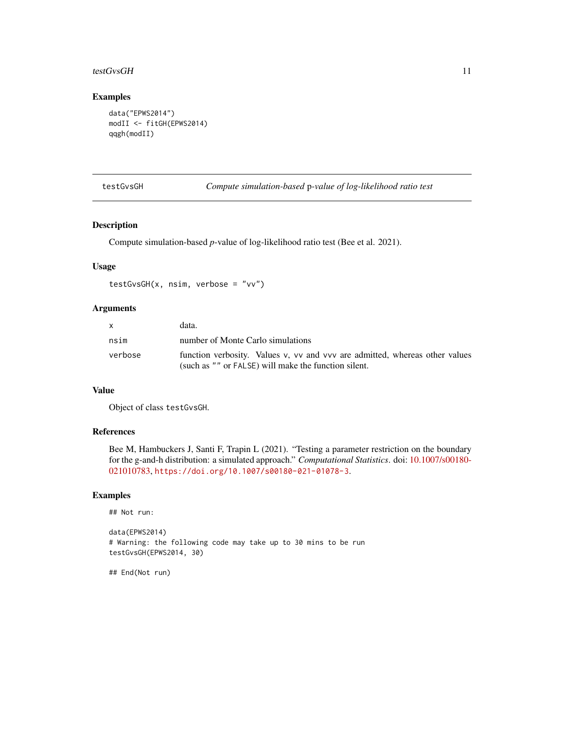## Examples

```
data("EPWS2014")
modII <- fitGH(EPWS2014)
qqgh(modII)
```

---

## testGvsGH — *Compute simulation-based p-value of log-likelihood ratio test*

### Description

Compute simulation-based *p*-value of log-likelihood ratio test (Bee et al. 2021).

### Usage

```
testGvsGH(x, nsim, verbose = "vv")
```

### Arguments

| | |
|---|---|
| x | data. |
| nsim | number of Monte Carlo simulations |
| verbose | function verbosity. Values v, vv and vvv are admitted, whereas other values (such as "" or FALSE) will make the function silent. |

### Value

Object of class testGvsGH.

### References

Bee M, Hambuckers J, Santi F, Trapin L (2021). "Testing a parameter restriction on the boundary for the g-and-h distribution: a simulated approach." *Computational Statistics*. doi: 10.1007/s00180-021010783, https://doi.org/10.1007/s00180-021-01078-3.

### Examples

```
## Not run:

data(EPWS2014)
# Warning: the following code may take up to 30 mins to be run
testGvsGH(EPWS2014, 30)

## End(Not run)
```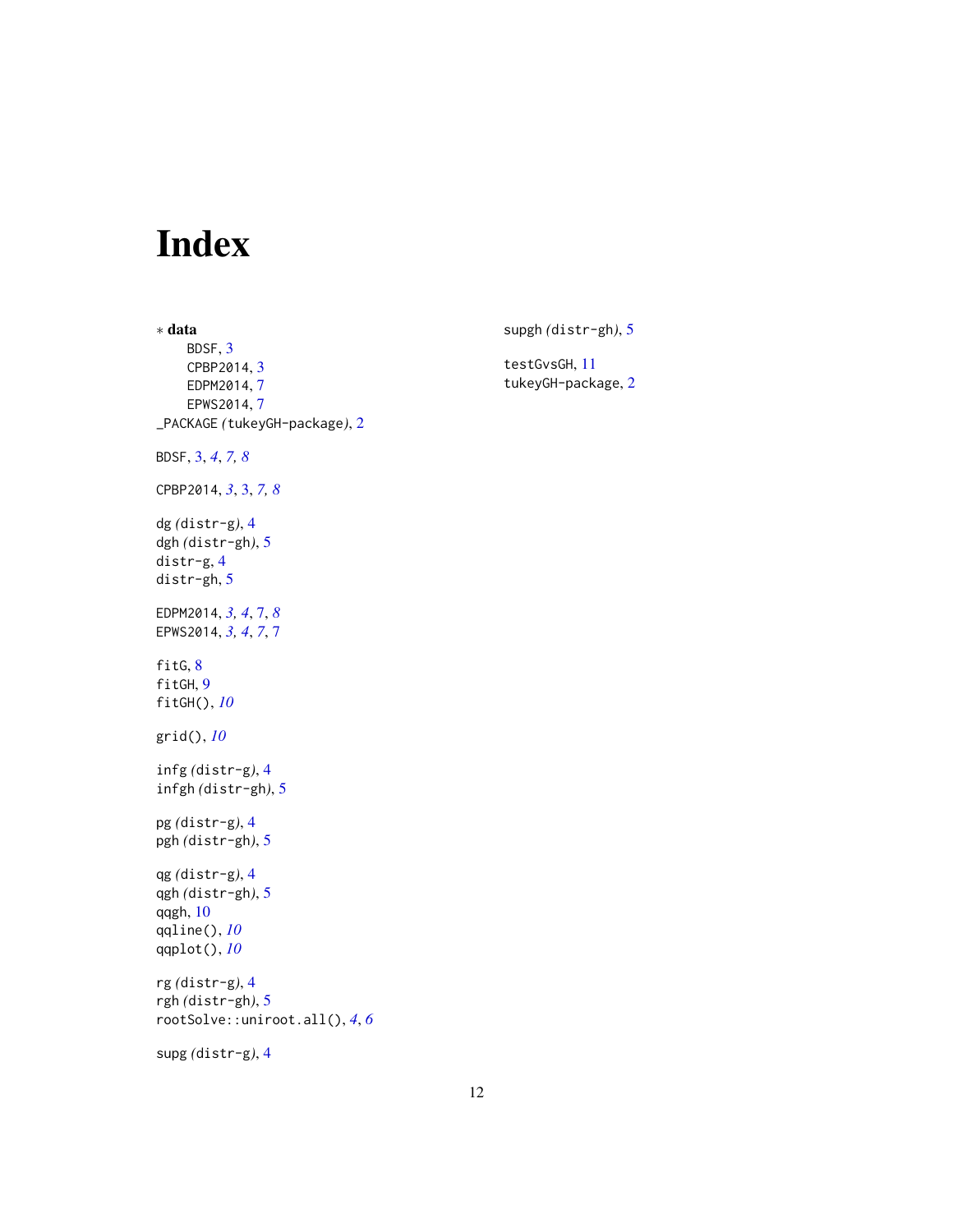# Index

∗ **data**

  BDSF, 3
  CPBP2014, 3
  EDPM2014, 7
  EPWS2014, 7

_PACKAGE (tukeyGH-package), 2

BDSF, 3, *4*, *7, 8*

CPBP2014, *3*, 3, *7, 8*

dg (distr-g), 4
dgh (distr-gh), 5
distr-g, 4
distr-gh, 5

EDPM2014, *3, 4*, 7, *8*
EPWS2014, *3, 4*, *7*, 7

fitG, 8
fitGH, 9
fitGH(), *10*

grid(), *10*

infg (distr-g), 4
infgh (distr-gh), 5

pg (distr-g), 4
pgh (distr-gh), 5

qg (distr-g), 4
qgh (distr-gh), 5
qqgh, 10
qqline(), *10*
qqplot(), *10*

rg (distr-g), 4
rgh (distr-gh), 5
rootSolve::uniroot.all(), *4*, *6*

supg (distr-g), 4
supgh (distr-gh), 5

testGvsGH, 11
tukeyGH-package, 2